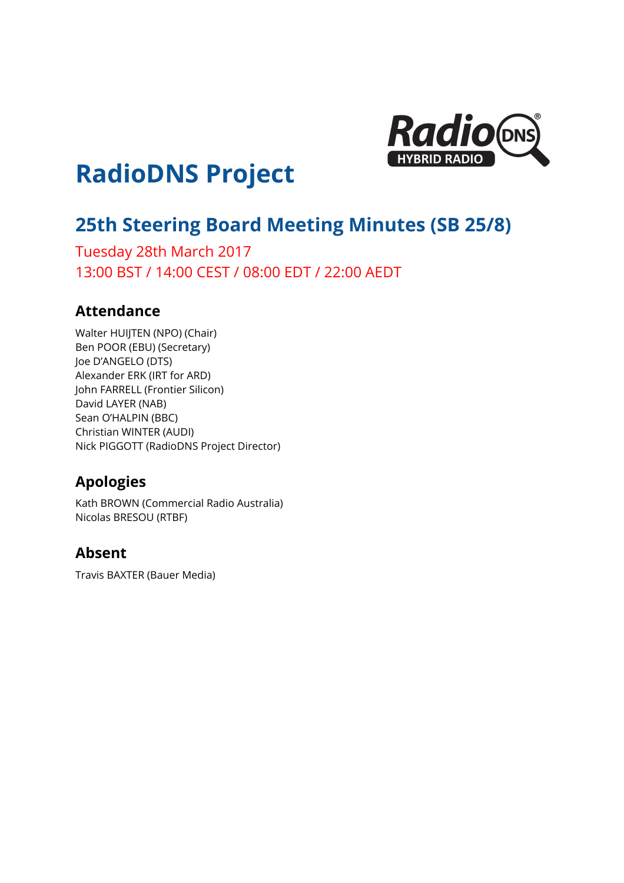# RadioDNS Project

## 25th Steering Board Meeting Minutes (SB 25/8)

Tuesday 28th March 2017
13:00 BST / 14:00 CEST / 08:00 EDT / 22:00 AEDT

### Attendance

Walter HUIJTEN (NPO) (Chair)
Ben POOR (EBU) (Secretary)
Joe D'ANGELO (DTS)
Alexander ERK (IRT for ARD)
John FARRELL (Frontier Silicon)
David LAYER (NAB)
Sean O'HALPIN (BBC)
Christian WINTER (AUDI)
Nick PIGGOTT (RadioDNS Project Director)

### Apologies

Kath BROWN (Commercial Radio Australia)
Nicolas BRESOU (RTBF)

### Absent

Travis BAXTER (Bauer Media)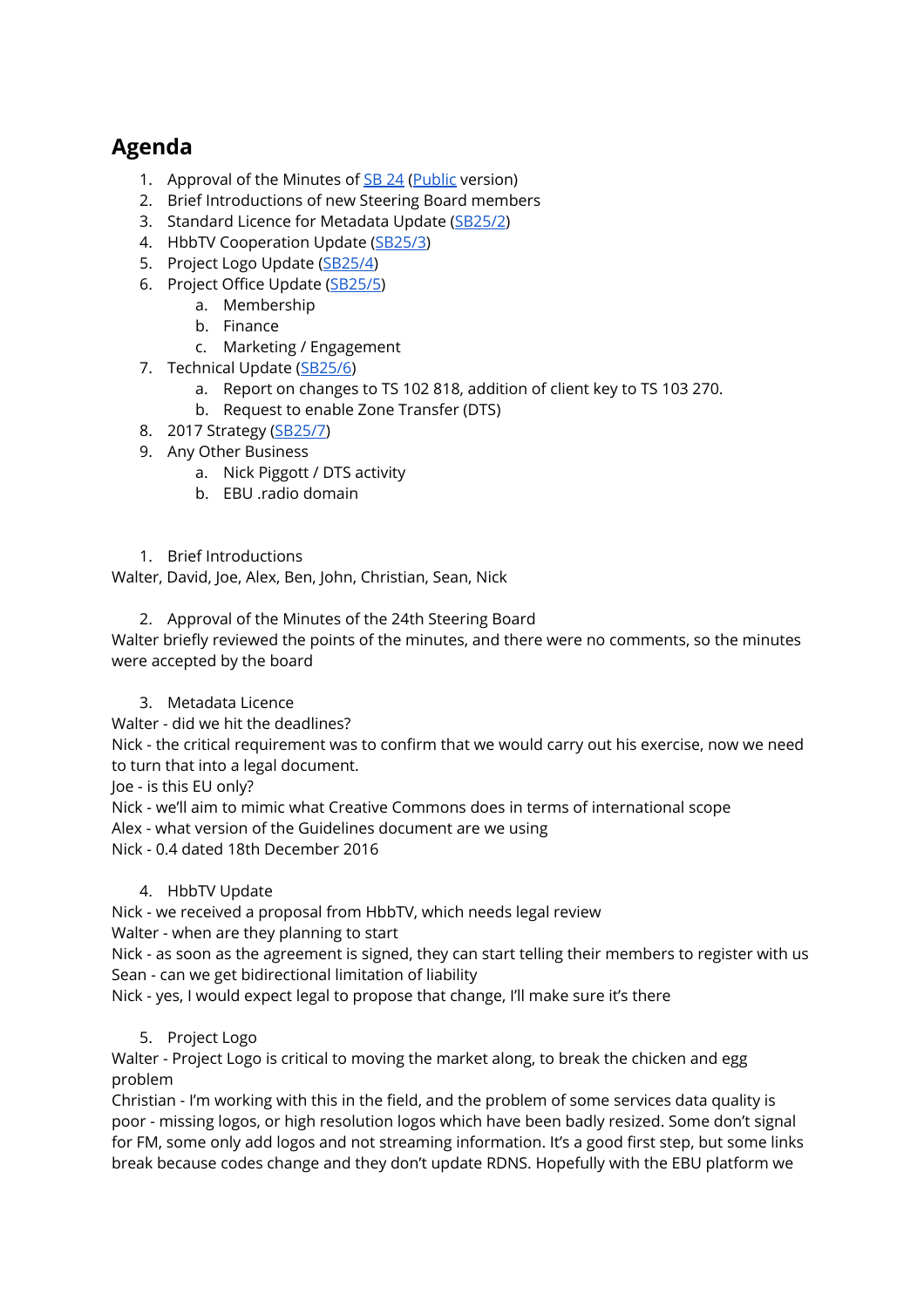## Agenda

1. Approval of the Minutes of SB 24 (Public version)
2. Brief Introductions of new Steering Board members
3. Standard Licence for Metadata Update (SB25/2)
4. HbbTV Cooperation Update (SB25/3)
5. Project Logo Update (SB25/4)
6. Project Office Update (SB25/5)
   a. Membership
   b. Finance
   c. Marketing / Engagement
7. Technical Update (SB25/6)
   a. Report on changes to TS 102 818, addition of client key to TS 103 270.
   b. Request to enable Zone Transfer (DTS)
8. 2017 Strategy (SB25/7)
9. Any Other Business
   a. Nick Piggott / DTS activity
   b. EBU .radio domain

1. Brief Introductions

Walter, David, Joe, Alex, Ben, John, Christian, Sean, Nick

2. Approval of the Minutes of the 24th Steering Board

Walter briefly reviewed the points of the minutes, and there were no comments, so the minutes were accepted by the board

3. Metadata Licence

Walter - did we hit the deadlines?
Nick - the critical requirement was to confirm that we would carry out his exercise, now we need to turn that into a legal document.
Joe - is this EU only?
Nick - we'll aim to mimic what Creative Commons does in terms of international scope
Alex - what version of the Guidelines document are we using
Nick - 0.4 dated 18th December 2016

4. HbbTV Update

Nick - we received a proposal from HbbTV, which needs legal review
Walter - when are they planning to start
Nick - as soon as the agreement is signed, they can start telling their members to register with us
Sean - can we get bidirectional limitation of liability
Nick - yes, I would expect legal to propose that change, I'll make sure it's there

5. Project Logo

Walter - Project Logo is critical to moving the market along, to break the chicken and egg problem
Christian - I'm working with this in the field, and the problem of some services data quality is poor - missing logos, or high resolution logos which have been badly resized. Some don't signal for FM, some only add logos and not streaming information. It's a good first step, but some links break because codes change and they don't update RDNS. Hopefully with the EBU platform we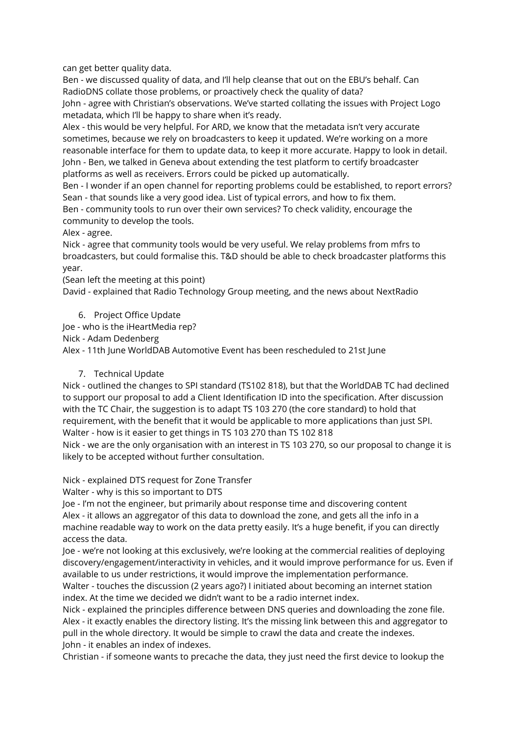can get better quality data.

Ben - we discussed quality of data, and I'll help cleanse that out on the EBU's behalf. Can RadioDNS collate those problems, or proactively check the quality of data?

John - agree with Christian's observations. We've started collating the issues with Project Logo metadata, which I'll be happy to share when it's ready.

Alex - this would be very helpful. For ARD, we know that the metadata isn't very accurate sometimes, because we rely on broadcasters to keep it updated. We're working on a more reasonable interface for them to update data, to keep it more accurate. Happy to look in detail.

John - Ben, we talked in Geneva about extending the test platform to certify broadcaster platforms as well as receivers. Errors could be picked up automatically.

Ben - I wonder if an open channel for reporting problems could be established, to report errors?

Sean - that sounds like a very good idea. List of typical errors, and how to fix them.

Ben - community tools to run over their own services? To check validity, encourage the community to develop the tools.

Alex - agree.

Nick - agree that community tools would be very useful. We relay problems from mfrs to broadcasters, but could formalise this. T&D should be able to check broadcaster platforms this year.

(Sean left the meeting at this point)

David - explained that Radio Technology Group meeting, and the news about NextRadio

6. Project Office Update

Joe - who is the iHeartMedia rep?

Nick - Adam Dedenberg

Alex - 11th June WorldDAB Automotive Event has been rescheduled to 21st June

7. Technical Update

Nick - outlined the changes to SPI standard (TS102 818), but that the WorldDAB TC had declined to support our proposal to add a Client Identification ID into the specification. After discussion with the TC Chair, the suggestion is to adapt TS 103 270 (the core standard) to hold that requirement, with the benefit that it would be applicable to more applications than just SPI.

Walter - how is it easier to get things in TS 103 270 than TS 102 818

Nick - we are the only organisation with an interest in TS 103 270, so our proposal to change it is likely to be accepted without further consultation.

Nick - explained DTS request for Zone Transfer

Walter - why is this so important to DTS

Joe - I'm not the engineer, but primarily about response time and discovering content

Alex - it allows an aggregator of this data to download the zone, and gets all the info in a machine readable way to work on the data pretty easily. It's a huge benefit, if you can directly access the data.

Joe - we're not looking at this exclusively, we're looking at the commercial realities of deploying discovery/engagement/interactivity in vehicles, and it would improve performance for us. Even if available to us under restrictions, it would improve the implementation performance.

Walter - touches the discussion (2 years ago?) I initiated about becoming an internet station index. At the time we decided we didn't want to be a radio internet index.

Nick - explained the principles difference between DNS queries and downloading the zone file.

Alex - it exactly enables the directory listing. It's the missing link between this and aggregator to pull in the whole directory. It would be simple to crawl the data and create the indexes.

John - it enables an index of indexes.

Christian - if someone wants to precache the data, they just need the first device to lookup the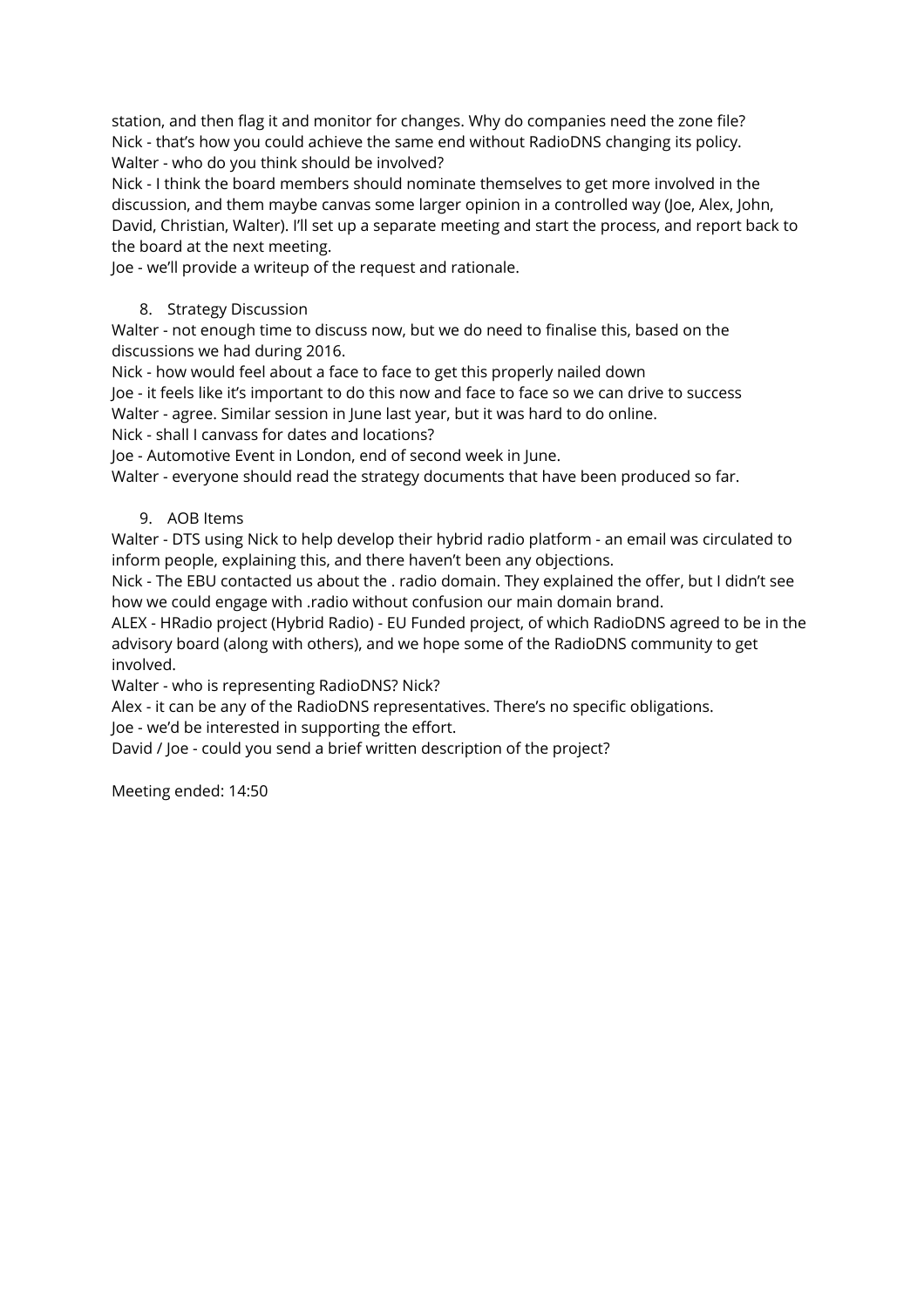station, and then flag it and monitor for changes. Why do companies need the zone file?
Nick - that's how you could achieve the same end without RadioDNS changing its policy.
Walter - who do you think should be involved?
Nick - I think the board members should nominate themselves to get more involved in the discussion, and them maybe canvas some larger opinion in a controlled way (Joe, Alex, John, David, Christian, Walter). I'll set up a separate meeting and start the process, and report back to the board at the next meeting.
Joe - we'll provide a writeup of the request and rationale.

8. Strategy Discussion

Walter - not enough time to discuss now, but we do need to finalise this, based on the discussions we had during 2016.
Nick - how would feel about a face to face to get this properly nailed down
Joe - it feels like it's important to do this now and face to face so we can drive to success
Walter - agree. Similar session in June last year, but it was hard to do online.
Nick - shall I canvass for dates and locations?
Joe - Automotive Event in London, end of second week in June.
Walter - everyone should read the strategy documents that have been produced so far.

9. AOB Items

Walter - DTS using Nick to help develop their hybrid radio platform - an email was circulated to inform people, explaining this, and there haven't been any objections.
Nick - The EBU contacted us about the . radio domain. They explained the offer, but I didn't see how we could engage with .radio without confusion our main domain brand.
ALEX - HRadio project (Hybrid Radio) - EU Funded project, of which RadioDNS agreed to be in the advisory board (along with others), and we hope some of the RadioDNS community to get involved.
Walter - who is representing RadioDNS? Nick?
Alex - it can be any of the RadioDNS representatives. There's no specific obligations.
Joe - we'd be interested in supporting the effort.
David / Joe - could you send a brief written description of the project?

Meeting ended: 14:50